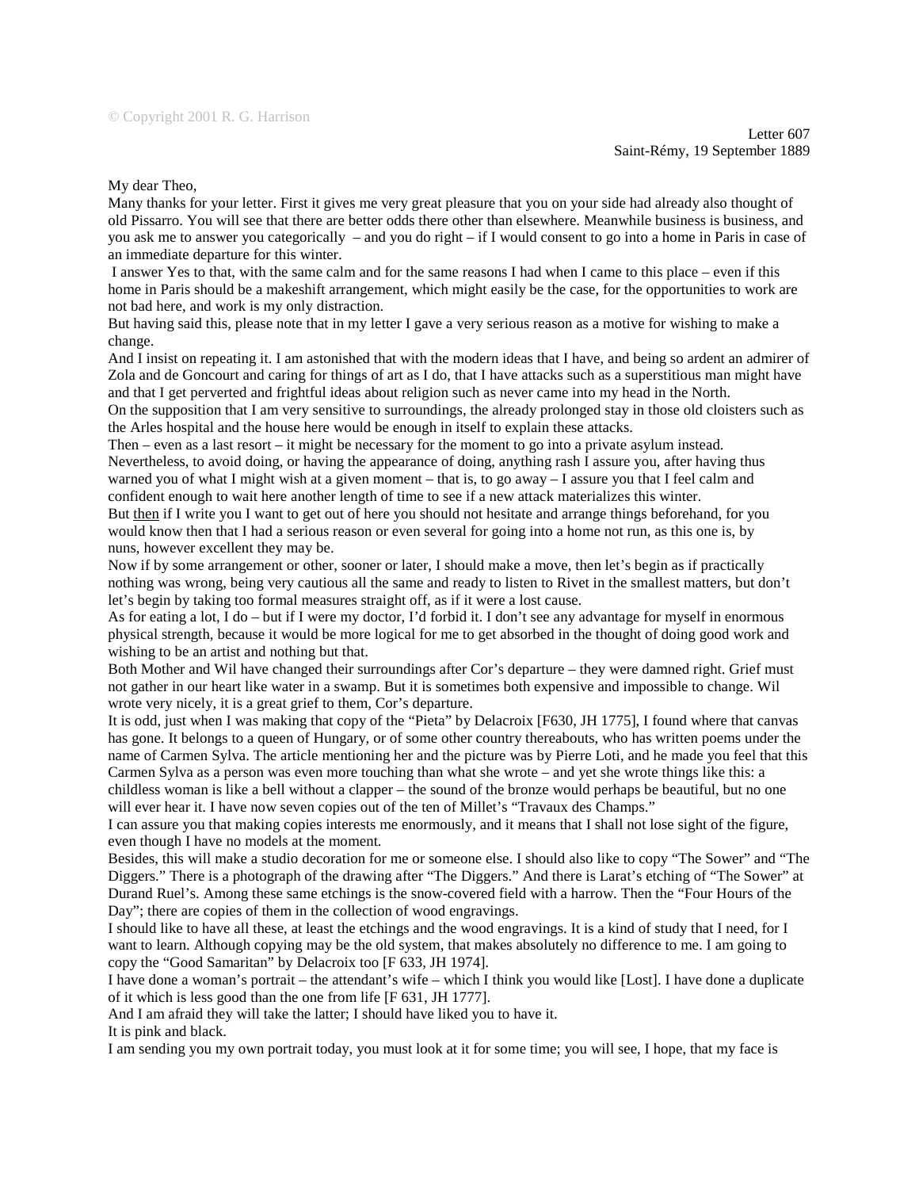© Copyright 2001 R. G. Harrison

Letter 607
Saint-Rémy, 19 September 1889

My dear Theo,

Many thanks for your letter. First it gives me very great pleasure that you on your side had already also thought of old Pissarro. You will see that there are better odds there other than elsewhere. Meanwhile business is business, and you ask me to answer you categorically – and you do right – if I would consent to go into a home in Paris in case of an immediate departure for this winter.

I answer Yes to that, with the same calm and for the same reasons I had when I came to this place – even if this home in Paris should be a makeshift arrangement, which might easily be the case, for the opportunities to work are not bad here, and work is my only distraction.

But having said this, please note that in my letter I gave a very serious reason as a motive for wishing to make a change.

And I insist on repeating it. I am astonished that with the modern ideas that I have, and being so ardent an admirer of Zola and de Goncourt and caring for things of art as I do, that I have attacks such as a superstitious man might have and that I get perverted and frightful ideas about religion such as never came into my head in the North.

On the supposition that I am very sensitive to surroundings, the already prolonged stay in those old cloisters such as the Arles hospital and the house here would be enough in itself to explain these attacks.

Then – even as a last resort – it might be necessary for the moment to go into a private asylum instead.

Nevertheless, to avoid doing, or having the appearance of doing, anything rash I assure you, after having thus warned you of what I might wish at a given moment – that is, to go away – I assure you that I feel calm and confident enough to wait here another length of time to see if a new attack materializes this winter.

But <u>then</u> if I write you I want to get out of here you should not hesitate and arrange things beforehand, for you would know then that I had a serious reason or even several for going into a home not run, as this one is, by nuns, however excellent they may be.

Now if by some arrangement or other, sooner or later, I should make a move, then let's begin as if practically nothing was wrong, being very cautious all the same and ready to listen to Rivet in the smallest matters, but don't let's begin by taking too formal measures straight off, as if it were a lost cause.

As for eating a lot, I do – but if I were my doctor, I'd forbid it. I don't see any advantage for myself in enormous physical strength, because it would be more logical for me to get absorbed in the thought of doing good work and wishing to be an artist and nothing but that.

Both Mother and Wil have changed their surroundings after Cor's departure – they were damned right. Grief must not gather in our heart like water in a swamp. But it is sometimes both expensive and impossible to change. Wil wrote very nicely, it is a great grief to them, Cor's departure.

It is odd, just when I was making that copy of the "Pieta" by Delacroix [F630, JH 1775], I found where that canvas has gone. It belongs to a queen of Hungary, or of some other country thereabouts, who has written poems under the name of Carmen Sylva. The article mentioning her and the picture was by Pierre Loti, and he made you feel that this Carmen Sylva as a person was even more touching than what she wrote – and yet she wrote things like this: a childless woman is like a bell without a clapper – the sound of the bronze would perhaps be beautiful, but no one will ever hear it. I have now seven copies out of the ten of Millet's "Travaux des Champs."

I can assure you that making copies interests me enormously, and it means that I shall not lose sight of the figure, even though I have no models at the moment.

Besides, this will make a studio decoration for me or someone else. I should also like to copy "The Sower" and "The Diggers." There is a photograph of the drawing after "The Diggers." And there is Larat's etching of "The Sower" at Durand Ruel's. Among these same etchings is the snow-covered field with a harrow. Then the "Four Hours of the Day"; there are copies of them in the collection of wood engravings.

I should like to have all these, at least the etchings and the wood engravings. It is a kind of study that I need, for I want to learn. Although copying may be the old system, that makes absolutely no difference to me. I am going to copy the "Good Samaritan" by Delacroix too [F 633, JH 1974].

I have done a woman's portrait – the attendant's wife – which I think you would like [Lost]. I have done a duplicate of it which is less good than the one from life [F 631, JH 1777].

And I am afraid they will take the latter; I should have liked you to have it.

It is pink and black.

I am sending you my own portrait today, you must look at it for some time; you will see, I hope, that my face is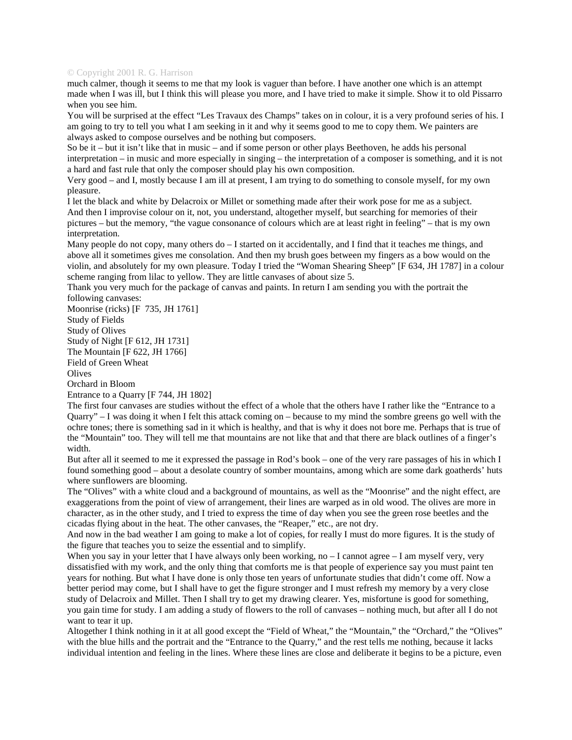much calmer, though it seems to me that my look is vaguer than before. I have another one which is an attempt made when I was ill, but I think this will please you more, and I have tried to make it simple. Show it to old Pissarro when you see him.

You will be surprised at the effect “Les Travaux des Champs” takes on in colour, it is a very profound series of his. I am going to try to tell you what I am seeking in it and why it seems good to me to copy them. We painters are always asked to compose ourselves and be nothing but composers.

So be it – but it isn’t like that in music – and if some person or other plays Beethoven, he adds his personal interpretation – in music and more especially in singing – the interpretation of a composer is something, and it is not a hard and fast rule that only the composer should play his own composition.

Very good – and I, mostly because I am ill at present, I am trying to do something to console myself, for my own pleasure.

I let the black and white by Delacroix or Millet or something made after their work pose for me as a subject.

And then I improvise colour on it, not, you understand, altogether myself, but searching for memories of their pictures – but the memory, “the vague consonance of colours which are at least right in feeling” – that is my own interpretation.

Many people do not copy, many others do – I started on it accidentally, and I find that it teaches me things, and above all it sometimes gives me consolation. And then my brush goes between my fingers as a bow would on the violin, and absolutely for my own pleasure. Today I tried the “Woman Shearing Sheep” [F 634, JH 1787] in a colour scheme ranging from lilac to yellow. They are little canvases of about size 5.

Thank you very much for the package of canvas and paints. In return I am sending you with the portrait the following canvases:

Moonrise (ricks) [F 735, JH 1761]
Study of Fields
Study of Olives
Study of Night [F 612, JH 1731]
The Mountain [F 622, JH 1766]
Field of Green Wheat
Olives
Orchard in Bloom
Entrance to a Quarry [F 744, JH 1802]

The first four canvases are studies without the effect of a whole that the others have I rather like the “Entrance to a Quarry” – I was doing it when I felt this attack coming on – because to my mind the sombre greens go well with the ochre tones; there is something sad in it which is healthy, and that is why it does not bore me. Perhaps that is true of the “Mountain” too. They will tell me that mountains are not like that and that there are black outlines of a finger’s width.

But after all it seemed to me it expressed the passage in Rod’s book – one of the very rare passages of his in which I found something good – about a desolate country of somber mountains, among which are some dark goatherds’ huts where sunflowers are blooming.

The “Olives” with a white cloud and a background of mountains, as well as the “Moonrise” and the night effect, are exaggerations from the point of view of arrangement, their lines are warped as in old wood. The olives are more in character, as in the other study, and I tried to express the time of day when you see the green rose beetles and the cicadas flying about in the heat. The other canvases, the “Reaper,” etc., are not dry.

And now in the bad weather I am going to make a lot of copies, for really I must do more figures. It is the study of the figure that teaches you to seize the essential and to simplify.

When you say in your letter that I have always only been working, no – I cannot agree – I am myself very, very dissatisfied with my work, and the only thing that comforts me is that people of experience say you must paint ten years for nothing. But what I have done is only those ten years of unfortunate studies that didn’t come off. Now a better period may come, but I shall have to get the figure stronger and I must refresh my memory by a very close study of Delacroix and Millet. Then I shall try to get my drawing clearer. Yes, misfortune is good for something, you gain time for study. I am adding a study of flowers to the roll of canvases – nothing much, but after all I do not want to tear it up.

Altogether I think nothing in it at all good except the “Field of Wheat,” the “Mountain,” the “Orchard,” the “Olives” with the blue hills and the portrait and the “Entrance to the Quarry,” and the rest tells me nothing, because it lacks individual intention and feeling in the lines. Where these lines are close and deliberate it begins to be a picture, even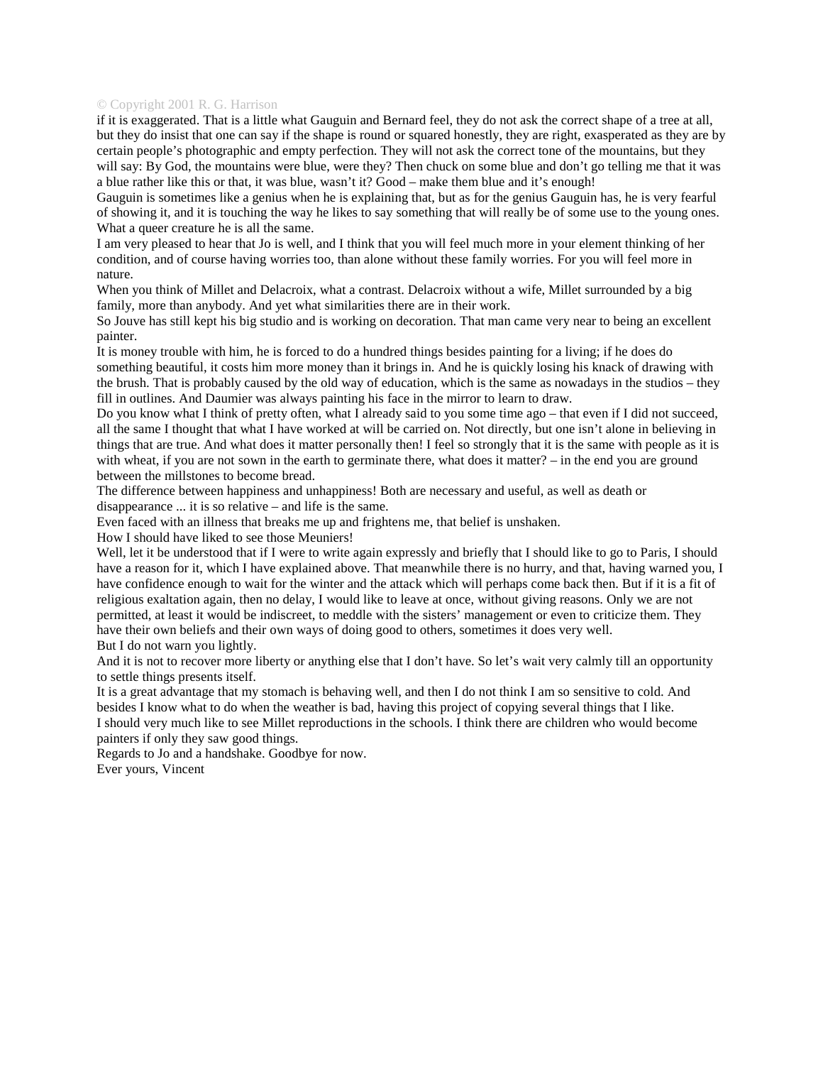if it is exaggerated. That is a little what Gauguin and Bernard feel, they do not ask the correct shape of a tree at all, but they do insist that one can say if the shape is round or squared honestly, they are right, exasperated as they are by certain people's photographic and empty perfection. They will not ask the correct tone of the mountains, but they will say: By God, the mountains were blue, were they? Then chuck on some blue and don't go telling me that it was a blue rather like this or that, it was blue, wasn't it? Good – make them blue and it's enough!

Gauguin is sometimes like a genius when he is explaining that, but as for the genius Gauguin has, he is very fearful of showing it, and it is touching the way he likes to say something that will really be of some use to the young ones. What a queer creature he is all the same.

I am very pleased to hear that Jo is well, and I think that you will feel much more in your element thinking of her condition, and of course having worries too, than alone without these family worries. For you will feel more in nature.

When you think of Millet and Delacroix, what a contrast. Delacroix without a wife, Millet surrounded by a big family, more than anybody. And yet what similarities there are in their work.

So Jouve has still kept his big studio and is working on decoration. That man came very near to being an excellent painter.

It is money trouble with him, he is forced to do a hundred things besides painting for a living; if he does do something beautiful, it costs him more money than it brings in. And he is quickly losing his knack of drawing with the brush. That is probably caused by the old way of education, which is the same as nowadays in the studios – they fill in outlines. And Daumier was always painting his face in the mirror to learn to draw.

Do you know what I think of pretty often, what I already said to you some time ago – that even if I did not succeed, all the same I thought that what I have worked at will be carried on. Not directly, but one isn't alone in believing in things that are true. And what does it matter personally then! I feel so strongly that it is the same with people as it is with wheat, if you are not sown in the earth to germinate there, what does it matter? – in the end you are ground between the millstones to become bread.

The difference between happiness and unhappiness! Both are necessary and useful, as well as death or disappearance ... it is so relative – and life is the same.

Even faced with an illness that breaks me up and frightens me, that belief is unshaken.

How I should have liked to see those Meuniers!

Well, let it be understood that if I were to write again expressly and briefly that I should like to go to Paris, I should have a reason for it, which I have explained above. That meanwhile there is no hurry, and that, having warned you, I have confidence enough to wait for the winter and the attack which will perhaps come back then. But if it is a fit of religious exaltation again, then no delay, I would like to leave at once, without giving reasons. Only we are not permitted, at least it would be indiscreet, to meddle with the sisters' management or even to criticize them. They have their own beliefs and their own ways of doing good to others, sometimes it does very well.

But I do not warn you lightly.

And it is not to recover more liberty or anything else that I don't have. So let's wait very calmly till an opportunity to settle things presents itself.

It is a great advantage that my stomach is behaving well, and then I do not think I am so sensitive to cold. And besides I know what to do when the weather is bad, having this project of copying several things that I like.

I should very much like to see Millet reproductions in the schools. I think there are children who would become painters if only they saw good things.

Regards to Jo and a handshake. Goodbye for now.

Ever yours, Vincent